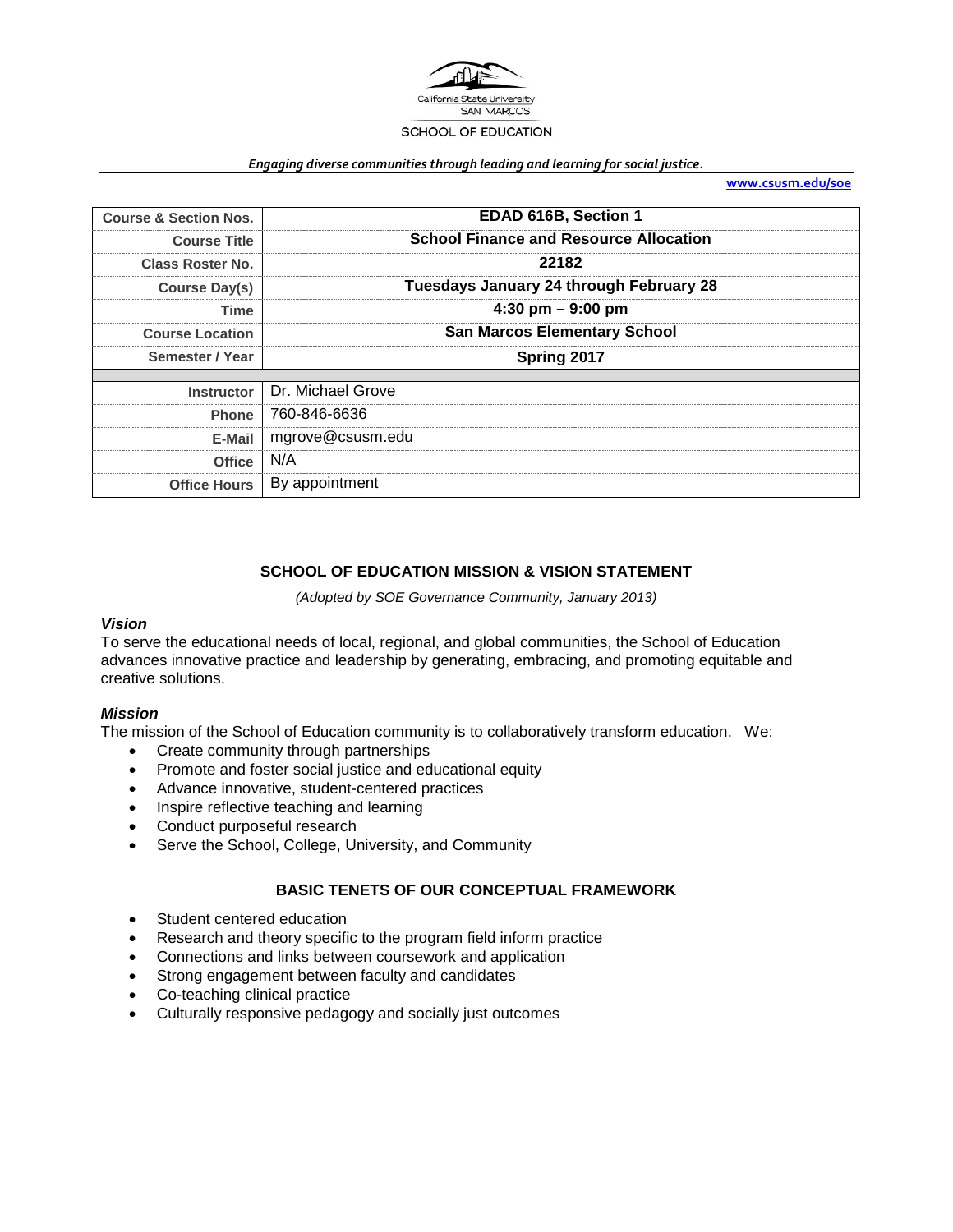California State University SAN MARCOS

SCHOOL OF EDUCATION

*Engaging diverse communities through leading and learning for social justice.*

**www.csusm.edu/soe**

| | |
|---|---|
| **Course & Section Nos.** | **EDAD 616B, Section 1** |
| **Course Title** | **School Finance and Resource Allocation** |
| **Class Roster No.** | **22182** |
| **Course Day(s)** | **Tuesdays January 24 through February 28** |
| **Time** | **4:30 pm – 9:00 pm** |
| **Course Location** | **San Marcos Elementary School** |
| **Semester / Year** | **Spring 2017** |
| | |
| **Instructor** | Dr. Michael Grove |
| **Phone** | 760-846-6636 |
| **E-Mail** | mgrove@csusm.edu |
| **Office** | N/A |
| **Office Hours** | By appointment |

## SCHOOL OF EDUCATION MISSION & VISION STATEMENT

*(Adopted by SOE Governance Community, January 2013)*

### *Vision*

To serve the educational needs of local, regional, and global communities, the School of Education advances innovative practice and leadership by generating, embracing, and promoting equitable and creative solutions.

### *Mission*

The mission of the School of Education community is to collaboratively transform education. We:

- Create community through partnerships
- Promote and foster social justice and educational equity
- Advance innovative, student-centered practices
- Inspire reflective teaching and learning
- Conduct purposeful research
- Serve the School, College, University, and Community

## BASIC TENETS OF OUR CONCEPTUAL FRAMEWORK

- Student centered education
- Research and theory specific to the program field inform practice
- Connections and links between coursework and application
- Strong engagement between faculty and candidates
- Co-teaching clinical practice
- Culturally responsive pedagogy and socially just outcomes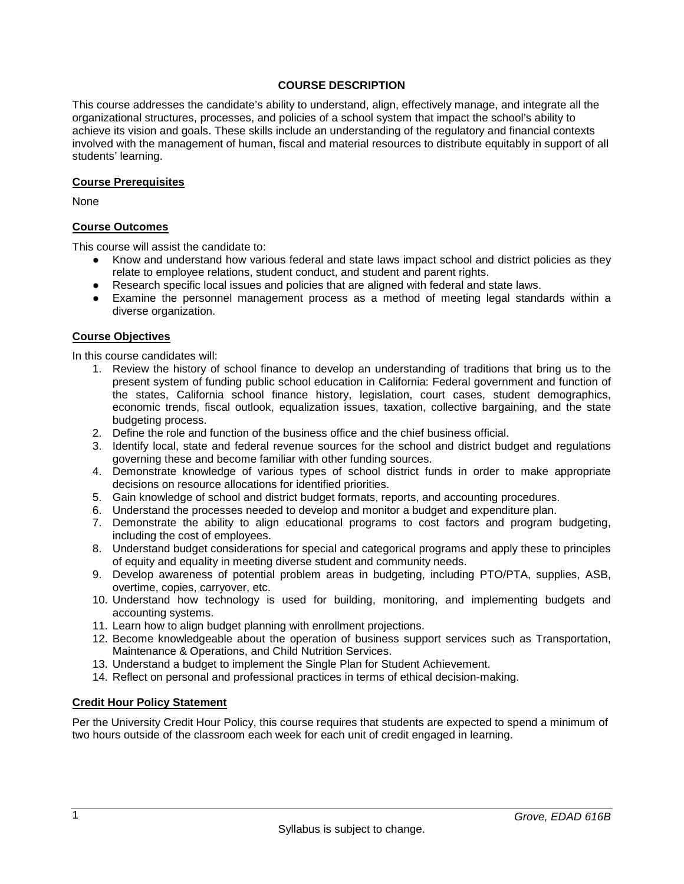## COURSE DESCRIPTION

This course addresses the candidate's ability to understand, align, effectively manage, and integrate all the organizational structures, processes, and policies of a school system that impact the school's ability to achieve its vision and goals. These skills include an understanding of the regulatory and financial contexts involved with the management of human, fiscal and material resources to distribute equitably in support of all students' learning.

### Course Prerequisites

None

### Course Outcomes

This course will assist the candidate to:

- Know and understand how various federal and state laws impact school and district policies as they relate to employee relations, student conduct, and student and parent rights.
- Research specific local issues and policies that are aligned with federal and state laws.
- Examine the personnel management process as a method of meeting legal standards within a diverse organization.

### Course Objectives

In this course candidates will:

1. Review the history of school finance to develop an understanding of traditions that bring us to the present system of funding public school education in California: Federal government and function of the states, California school finance history, legislation, court cases, student demographics, economic trends, fiscal outlook, equalization issues, taxation, collective bargaining, and the state budgeting process.
2. Define the role and function of the business office and the chief business official.
3. Identify local, state and federal revenue sources for the school and district budget and regulations governing these and become familiar with other funding sources.
4. Demonstrate knowledge of various types of school district funds in order to make appropriate decisions on resource allocations for identified priorities.
5. Gain knowledge of school and district budget formats, reports, and accounting procedures.
6. Understand the processes needed to develop and monitor a budget and expenditure plan.
7. Demonstrate the ability to align educational programs to cost factors and program budgeting, including the cost of employees.
8. Understand budget considerations for special and categorical programs and apply these to principles of equity and equality in meeting diverse student and community needs.
9. Develop awareness of potential problem areas in budgeting, including PTO/PTA, supplies, ASB, overtime, copies, carryover, etc.
10. Understand how technology is used for building, monitoring, and implementing budgets and accounting systems.
11. Learn how to align budget planning with enrollment projections.
12. Become knowledgeable about the operation of business support services such as Transportation, Maintenance & Operations, and Child Nutrition Services.
13. Understand a budget to implement the Single Plan for Student Achievement.
14. Reflect on personal and professional practices in terms of ethical decision-making.

### Credit Hour Policy Statement

Per the University Credit Hour Policy, this course requires that students are expected to spend a minimum of two hours outside of the classroom each week for each unit of credit engaged in learning.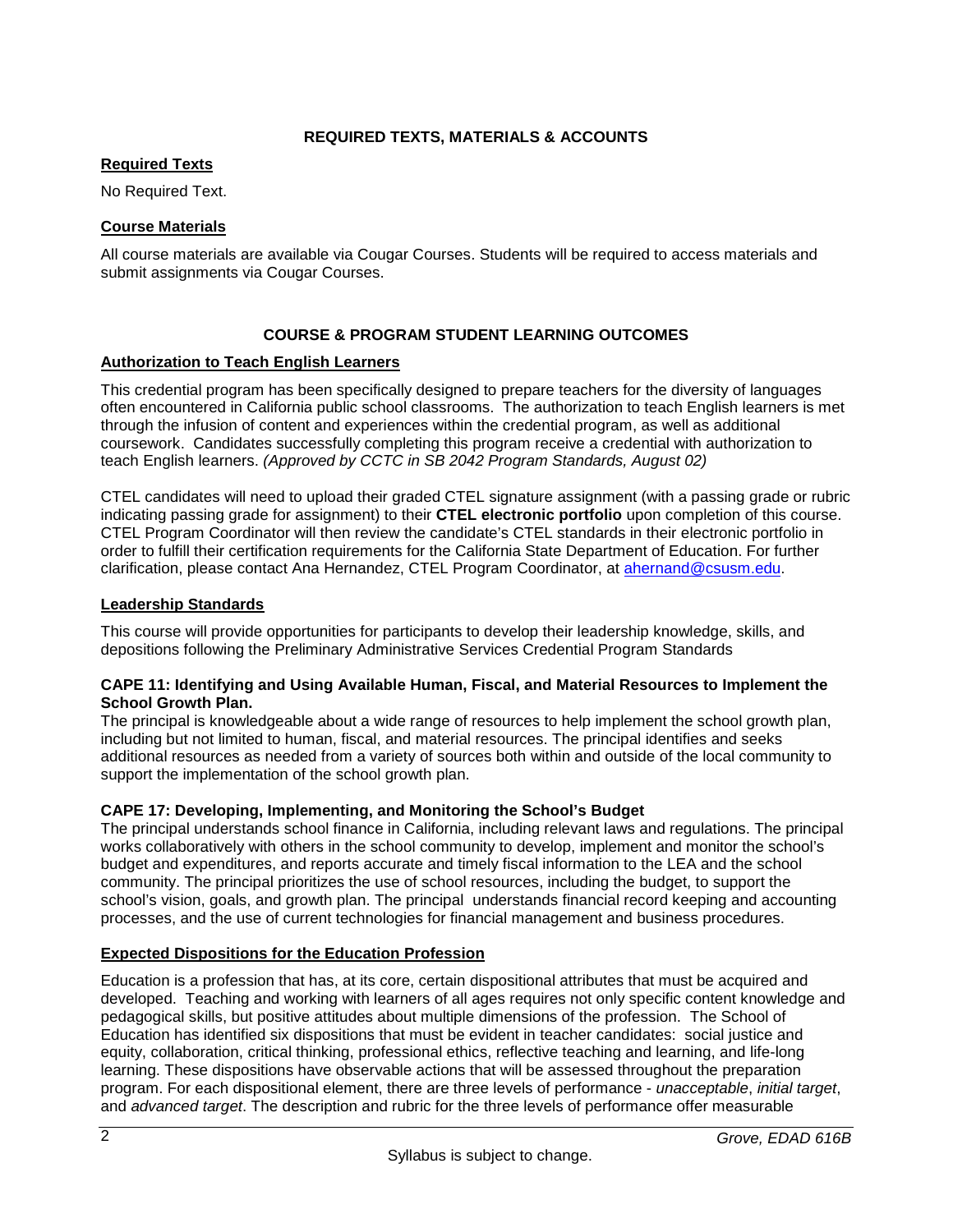## REQUIRED TEXTS, MATERIALS & ACCOUNTS

### Required Texts

No Required Text.

### Course Materials

All course materials are available via Cougar Courses. Students will be required to access materials and submit assignments via Cougar Courses.

## COURSE & PROGRAM STUDENT LEARNING OUTCOMES

### Authorization to Teach English Learners

This credential program has been specifically designed to prepare teachers for the diversity of languages often encountered in California public school classrooms. The authorization to teach English learners is met through the infusion of content and experiences within the credential program, as well as additional coursework. Candidates successfully completing this program receive a credential with authorization to teach English learners. *(Approved by CCTC in SB 2042 Program Standards, August 02)*

CTEL candidates will need to upload their graded CTEL signature assignment (with a passing grade or rubric indicating passing grade for assignment) to their **CTEL electronic portfolio** upon completion of this course. CTEL Program Coordinator will then review the candidate's CTEL standards in their electronic portfolio in order to fulfill their certification requirements for the California State Department of Education. For further clarification, please contact Ana Hernandez, CTEL Program Coordinator, at ahernand@csusm.edu.

### Leadership Standards

This course will provide opportunities for participants to develop their leadership knowledge, skills, and depositions following the Preliminary Administrative Services Credential Program Standards

**CAPE 11: Identifying and Using Available Human, Fiscal, and Material Resources to Implement the School Growth Plan.**

The principal is knowledgeable about a wide range of resources to help implement the school growth plan, including but not limited to human, fiscal, and material resources. The principal identifies and seeks additional resources as needed from a variety of sources both within and outside of the local community to support the implementation of the school growth plan.

**CAPE 17: Developing, Implementing, and Monitoring the School's Budget**

The principal understands school finance in California, including relevant laws and regulations. The principal works collaboratively with others in the school community to develop, implement and monitor the school's budget and expenditures, and reports accurate and timely fiscal information to the LEA and the school community. The principal prioritizes the use of school resources, including the budget, to support the school's vision, goals, and growth plan. The principal understands financial record keeping and accounting processes, and the use of current technologies for financial management and business procedures.

### Expected Dispositions for the Education Profession

Education is a profession that has, at its core, certain dispositional attributes that must be acquired and developed. Teaching and working with learners of all ages requires not only specific content knowledge and pedagogical skills, but positive attitudes about multiple dimensions of the profession. The School of Education has identified six dispositions that must be evident in teacher candidates: social justice and equity, collaboration, critical thinking, professional ethics, reflective teaching and learning, and life-long learning. These dispositions have observable actions that will be assessed throughout the preparation program. For each dispositional element, there are three levels of performance - *unacceptable*, *initial target*, and *advanced target*. The description and rubric for the three levels of performance offer measurable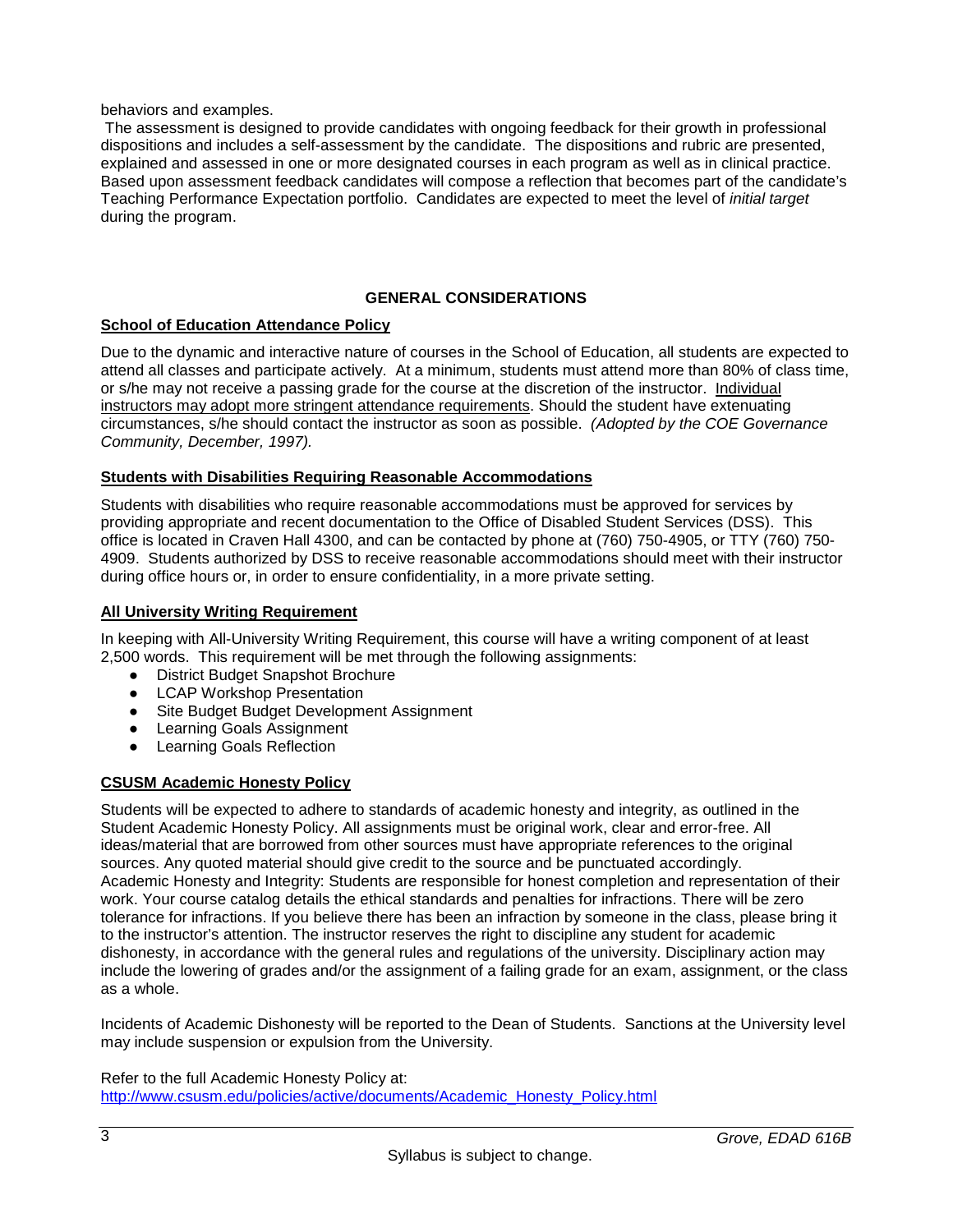behaviors and examples.

The assessment is designed to provide candidates with ongoing feedback for their growth in professional dispositions and includes a self-assessment by the candidate. The dispositions and rubric are presented, explained and assessed in one or more designated courses in each program as well as in clinical practice. Based upon assessment feedback candidates will compose a reflection that becomes part of the candidate's Teaching Performance Expectation portfolio. Candidates are expected to meet the level of *initial target* during the program.

## GENERAL CONSIDERATIONS

### School of Education Attendance Policy

Due to the dynamic and interactive nature of courses in the School of Education, all students are expected to attend all classes and participate actively. At a minimum, students must attend more than 80% of class time, or s/he may not receive a passing grade for the course at the discretion of the instructor. Individual instructors may adopt more stringent attendance requirements. Should the student have extenuating circumstances, s/he should contact the instructor as soon as possible. *(Adopted by the COE Governance Community, December, 1997).*

### Students with Disabilities Requiring Reasonable Accommodations

Students with disabilities who require reasonable accommodations must be approved for services by providing appropriate and recent documentation to the Office of Disabled Student Services (DSS). This office is located in Craven Hall 4300, and can be contacted by phone at (760) 750-4905, or TTY (760) 750-4909. Students authorized by DSS to receive reasonable accommodations should meet with their instructor during office hours or, in order to ensure confidentiality, in a more private setting.

### All University Writing Requirement

In keeping with All-University Writing Requirement, this course will have a writing component of at least 2,500 words. This requirement will be met through the following assignments:

- District Budget Snapshot Brochure
- LCAP Workshop Presentation
- Site Budget Budget Development Assignment
- Learning Goals Assignment
- Learning Goals Reflection

### CSUSM Academic Honesty Policy

Students will be expected to adhere to standards of academic honesty and integrity, as outlined in the Student Academic Honesty Policy. All assignments must be original work, clear and error-free. All ideas/material that are borrowed from other sources must have appropriate references to the original sources. Any quoted material should give credit to the source and be punctuated accordingly.
Academic Honesty and Integrity: Students are responsible for honest completion and representation of their work. Your course catalog details the ethical standards and penalties for infractions. There will be zero tolerance for infractions. If you believe there has been an infraction by someone in the class, please bring it to the instructor's attention. The instructor reserves the right to discipline any student for academic dishonesty, in accordance with the general rules and regulations of the university. Disciplinary action may include the lowering of grades and/or the assignment of a failing grade for an exam, assignment, or the class as a whole.

Incidents of Academic Dishonesty will be reported to the Dean of Students. Sanctions at the University level may include suspension or expulsion from the University.

Refer to the full Academic Honesty Policy at:
http://www.csusm.edu/policies/active/documents/Academic_Honesty_Policy.html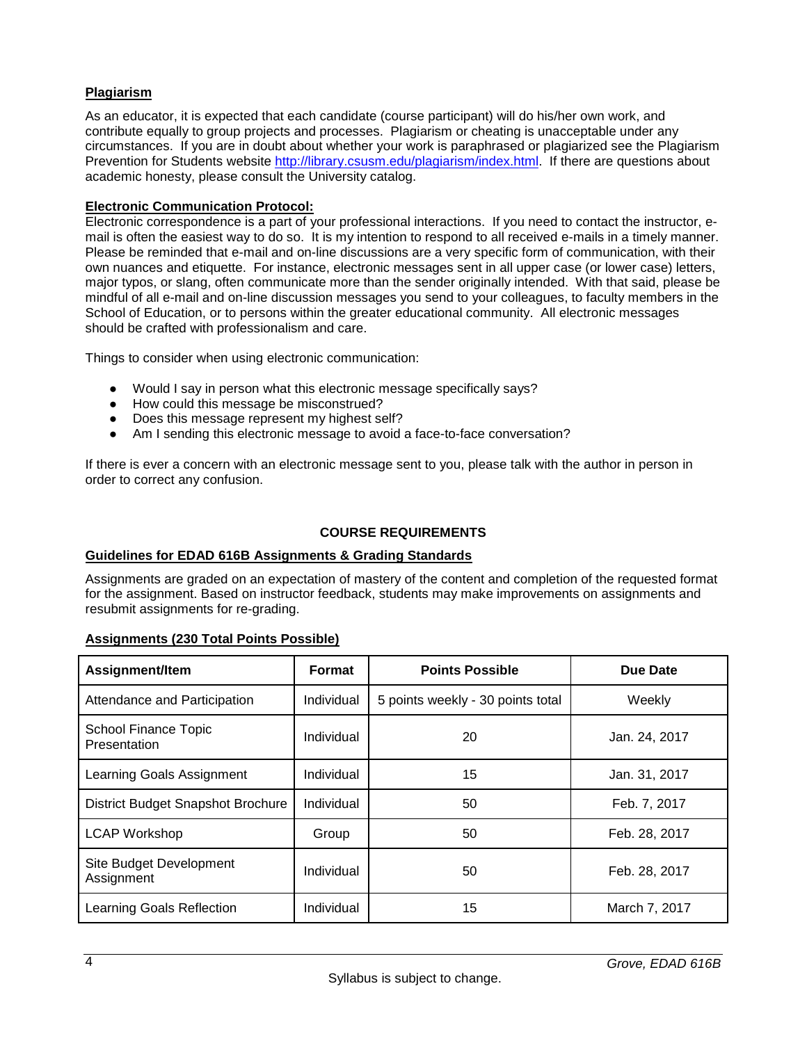**Plagiarism**

As an educator, it is expected that each candidate (course participant) will do his/her own work, and contribute equally to group projects and processes. Plagiarism or cheating is unacceptable under any circumstances. If you are in doubt about whether your work is paraphrased or plagiarized see the Plagiarism Prevention for Students website http://library.csusm.edu/plagiarism/index.html. If there are questions about academic honesty, please consult the University catalog.

**Electronic Communication Protocol:**

Electronic correspondence is a part of your professional interactions. If you need to contact the instructor, e-mail is often the easiest way to do so. It is my intention to respond to all received e-mails in a timely manner. Please be reminded that e-mail and on-line discussions are a very specific form of communication, with their own nuances and etiquette. For instance, electronic messages sent in all upper case (or lower case) letters, major typos, or slang, often communicate more than the sender originally intended. With that said, please be mindful of all e-mail and on-line discussion messages you send to your colleagues, to faculty members in the School of Education, or to persons within the greater educational community. All electronic messages should be crafted with professionalism and care.

Things to consider when using electronic communication:

- Would I say in person what this electronic message specifically says?
- How could this message be misconstrued?
- Does this message represent my highest self?
- Am I sending this electronic message to avoid a face-to-face conversation?

If there is ever a concern with an electronic message sent to you, please talk with the author in person in order to correct any confusion.

## COURSE REQUIREMENTS

**Guidelines for EDAD 616B Assignments & Grading Standards**

Assignments are graded on an expectation of mastery of the content and completion of the requested format for the assignment. Based on instructor feedback, students may make improvements on assignments and resubmit assignments for re-grading.

**Assignments (230 Total Points Possible)**

| Assignment/Item | Format | Points Possible | Due Date |
|---|---|---|---|
| Attendance and Participation | Individual | 5 points weekly - 30 points total | Weekly |
| School Finance Topic Presentation | Individual | 20 | Jan. 24, 2017 |
| Learning Goals Assignment | Individual | 15 | Jan. 31, 2017 |
| District Budget Snapshot Brochure | Individual | 50 | Feb. 7, 2017 |
| LCAP Workshop | Group | 50 | Feb. 28, 2017 |
| Site Budget Development Assignment | Individual | 50 | Feb. 28, 2017 |
| Learning Goals Reflection | Individual | 15 | March 7, 2017 |

Syllabus is subject to change.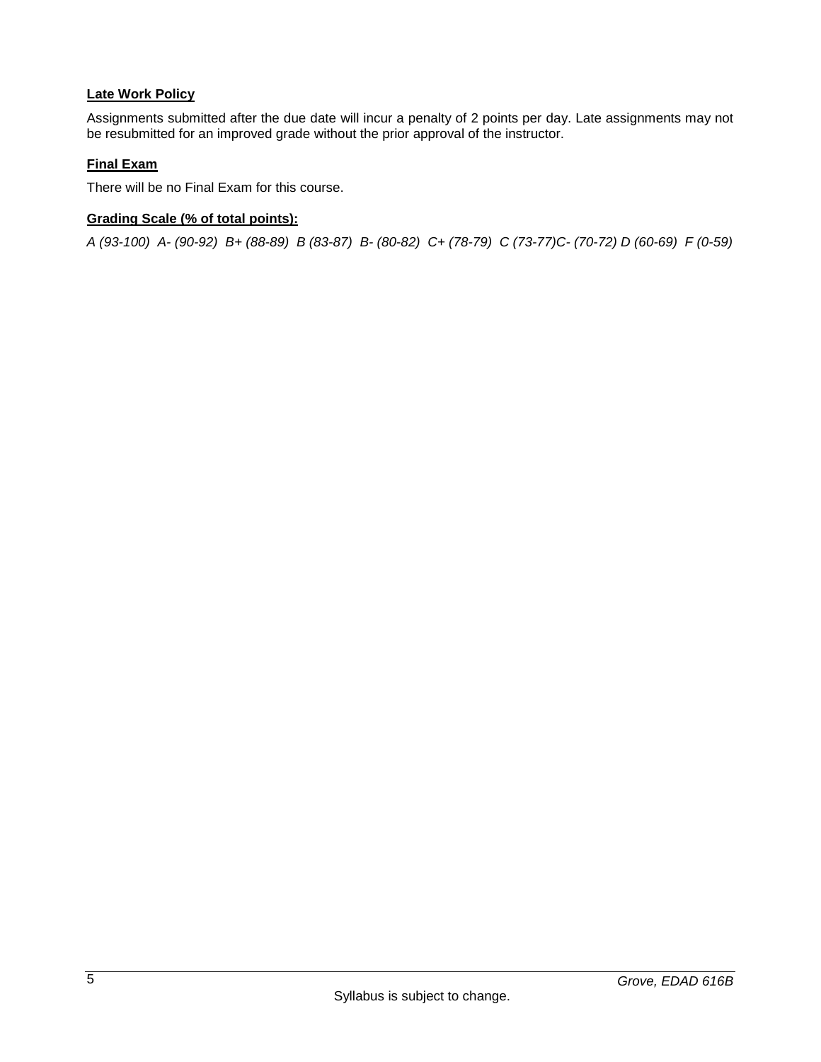**Late Work Policy**

Assignments submitted after the due date will incur a penalty of 2 points per day. Late assignments may not be resubmitted for an improved grade without the prior approval of the instructor.

**Final Exam**

There will be no Final Exam for this course.

**Grading Scale (% of total points):**

*A (93-100)  A- (90-92)  B+ (88-89)  B (83-87)  B- (80-82)  C+ (78-79)  C (73-77)C- (70-72) D (60-69)  F (0-59)*

Syllabus is subject to change.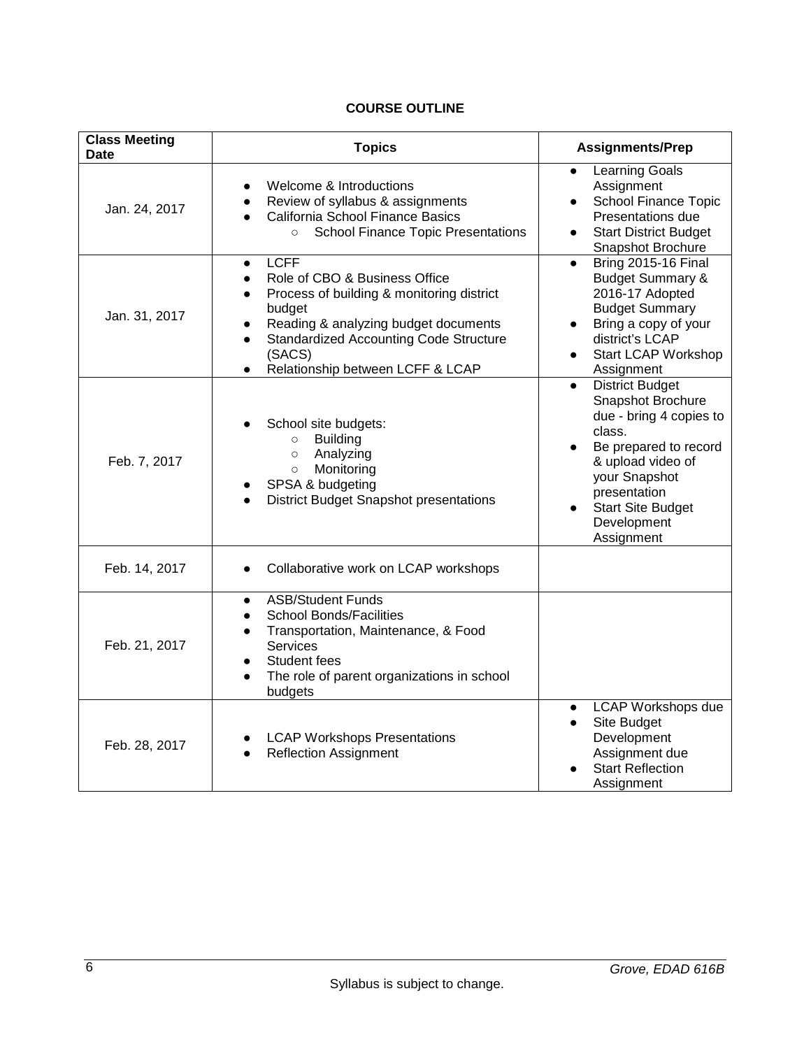**COURSE OUTLINE**

| Class Meeting Date | Topics | Assignments/Prep |
|---|---|---|
| Jan. 24, 2017 | • Welcome & Introductions<br>• Review of syllabus & assignments<br>• California School Finance Basics<br>  ○ School Finance Topic Presentations | • Learning Goals Assignment<br>• School Finance Topic Presentations due<br>• Start District Budget Snapshot Brochure |
| Jan. 31, 2017 | • LCFF<br>• Role of CBO & Business Office<br>• Process of building & monitoring district budget<br>• Reading & analyzing budget documents<br>• Standardized Accounting Code Structure (SACS)<br>• Relationship between LCFF & LCAP | • Bring 2015-16 Final Budget Summary & 2016-17 Adopted Budget Summary<br>• Bring a copy of your district's LCAP<br>• Start LCAP Workshop Assignment |
| Feb. 7, 2017 | • School site budgets:<br>  ○ Building<br>  ○ Analyzing<br>  ○ Monitoring<br>• SPSA & budgeting<br>• District Budget Snapshot presentations | • District Budget Snapshot Brochure due - bring 4 copies to class.<br>• Be prepared to record & upload video of your Snapshot presentation<br>• Start Site Budget Development Assignment |
| Feb. 14, 2017 | • Collaborative work on LCAP workshops | |
| Feb. 21, 2017 | • ASB/Student Funds<br>• School Bonds/Facilities<br>• Transportation, Maintenance, & Food Services<br>• Student fees<br>• The role of parent organizations in school budgets | |
| Feb. 28, 2017 | • LCAP Workshops Presentations<br>• Reflection Assignment | • LCAP Workshops due<br>• Site Budget Development Assignment due<br>• Start Reflection Assignment |

Syllabus is subject to change.